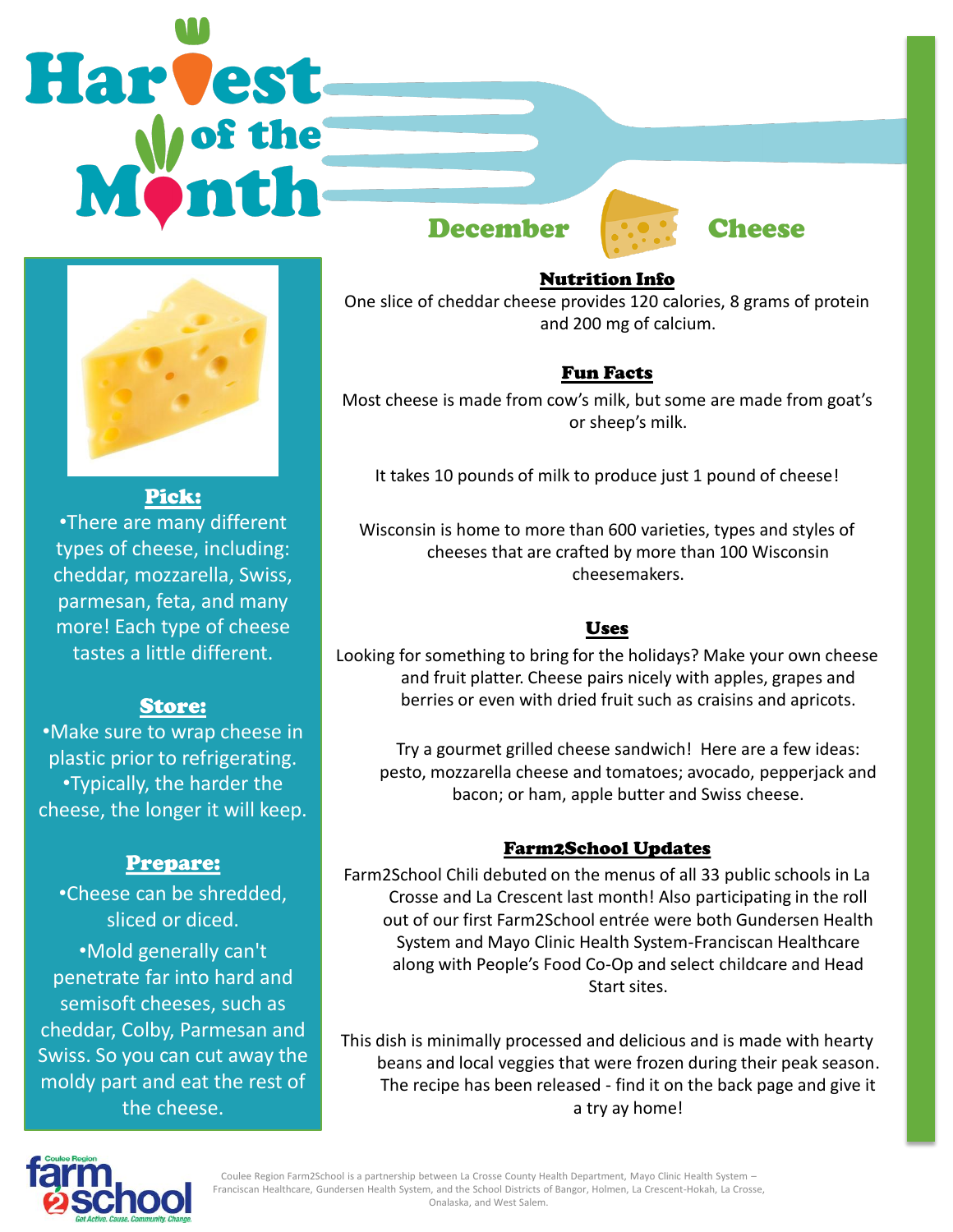# Harvest of the Month

## December — Cheese

### Pick:

- There are many different types of cheese, including: cheddar, mozzarella, Swiss, parmesan, feta, and many more! Each type of cheese tastes a little different.

### Store:

- Make sure to wrap cheese in plastic prior to refrigerating.
- Typically, the harder the cheese, the longer it will keep.

### Prepare:

- Cheese can be shredded, sliced or diced.
- Mold generally can't penetrate far into hard and semisoft cheeses, such as cheddar, Colby, Parmesan and Swiss. So you can cut away the moldy part and eat the rest of the cheese.

### Nutrition Info

One slice of cheddar cheese provides 120 calories, 8 grams of protein and 200 mg of calcium.

### Fun Facts

Most cheese is made from cow's milk, but some are made from goat's or sheep's milk.

It takes 10 pounds of milk to produce just 1 pound of cheese!

Wisconsin is home to more than 600 varieties, types and styles of cheeses that are crafted by more than 100 Wisconsin cheesemakers.

### Uses

Looking for something to bring for the holidays? Make your own cheese and fruit platter. Cheese pairs nicely with apples, grapes and berries or even with dried fruit such as craisins and apricots.

Try a gourmet grilled cheese sandwich! Here are a few ideas: pesto, mozzarella cheese and tomatoes; avocado, pepperjack and bacon; or ham, apple butter and Swiss cheese.

### Farm2School Updates

Farm2School Chili debuted on the menus of all 33 public schools in La Crosse and La Crescent last month! Also participating in the roll out of our first Farm2School entrée were both Gundersen Health System and Mayo Clinic Health System-Franciscan Healthcare along with People's Food Co-Op and select childcare and Head Start sites.

This dish is minimally processed and delicious and is made with hearty beans and local veggies that were frozen during their peak season. The recipe has been released - find it on the back page and give it a try ay home!

Coulee Region Farm2School is a partnership between La Crosse County Health Department, Mayo Clinic Health System – Franciscan Healthcare, Gundersen Health System, and the School Districts of Bangor, Holmen, La Crescent-Hokah, La Crosse, Onalaska, and West Salem.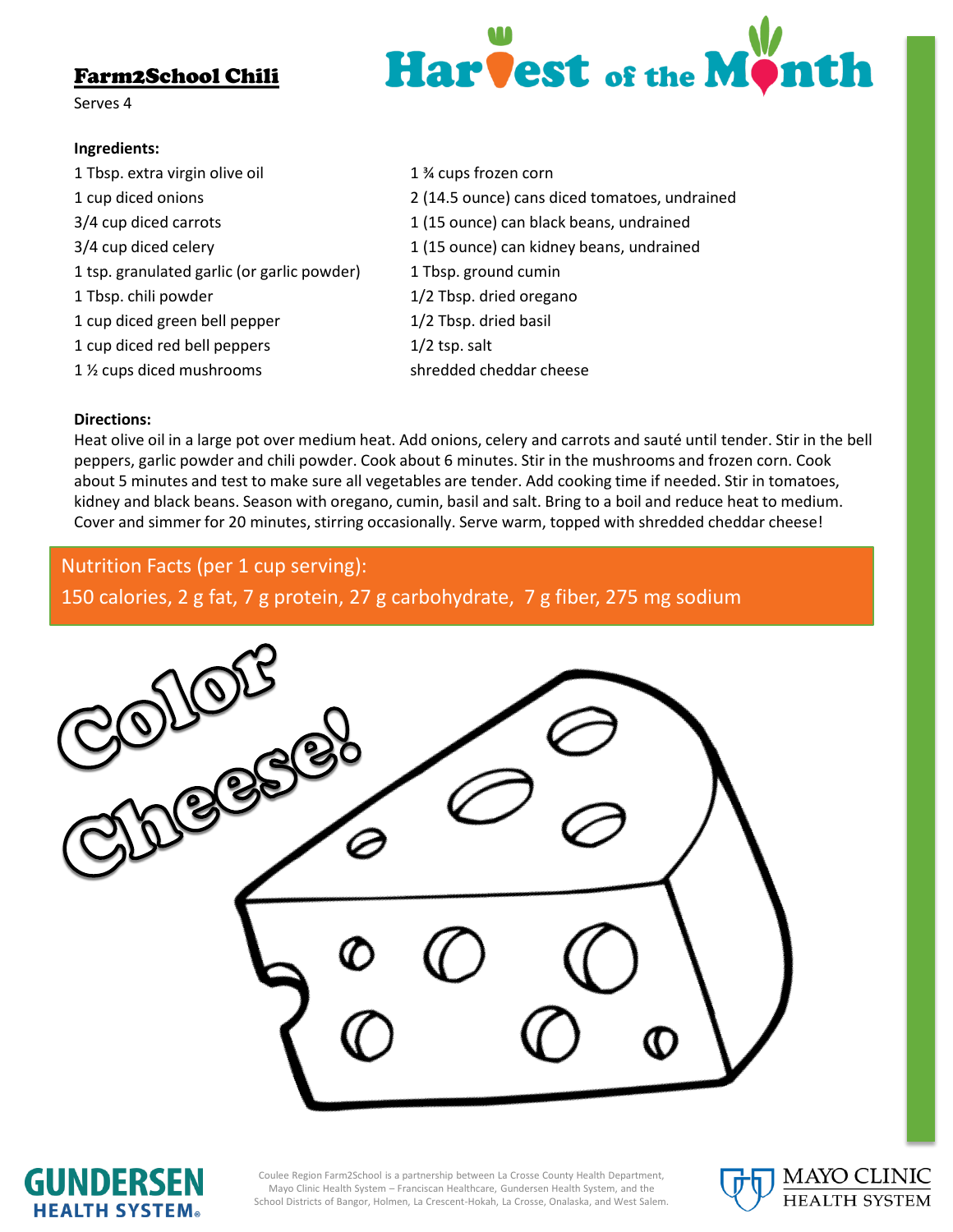## Farm2School Chili

Harvest of the Month

Serves 4

**Ingredients:**

- 1 Tbsp. extra virgin olive oil
- 1 cup diced onions
- 3/4 cup diced carrots
- 3/4 cup diced celery
- 1 tsp. granulated garlic (or garlic powder)
- 1 Tbsp. chili powder
- 1 cup diced green bell pepper
- 1 cup diced red bell peppers
- 1 ½ cups diced mushrooms
- 1 ¾ cups frozen corn
- 2 (14.5 ounce) cans diced tomatoes, undrained
- 1 (15 ounce) can black beans, undrained
- 1 (15 ounce) can kidney beans, undrained
- 1 Tbsp. ground cumin
- 1/2 Tbsp. dried oregano
- 1/2 Tbsp. dried basil
- 1/2 tsp. salt
- shredded cheddar cheese

**Directions:**

Heat olive oil in a large pot over medium heat. Add onions, celery and carrots and sauté until tender. Stir in the bell peppers, garlic powder and chili powder. Cook about 6 minutes. Stir in the mushrooms and frozen corn. Cook about 5 minutes and test to make sure all vegetables are tender. Add cooking time if needed. Stir in tomatoes, kidney and black beans. Season with oregano, cumin, basil and salt. Bring to a boil and reduce heat to medium. Cover and simmer for 20 minutes, stirring occasionally. Serve warm, topped with shredded cheddar cheese!

**Nutrition Facts (per 1 cup serving):**
150 calories, 2 g fat, 7 g protein, 27 g carbohydrate, 7 g fiber, 275 mg sodium

Color Cheese!

GUNDERSEN HEALTH SYSTEM

Coulee Region Farm2School is a partnership between La Crosse County Health Department, Mayo Clinic Health System – Franciscan Healthcare, Gundersen Health System, and the School Districts of Bangor, Holmen, La Crescent-Hokah, La Crosse, Onalaska, and West Salem.

MAYO CLINIC HEALTH SYSTEM